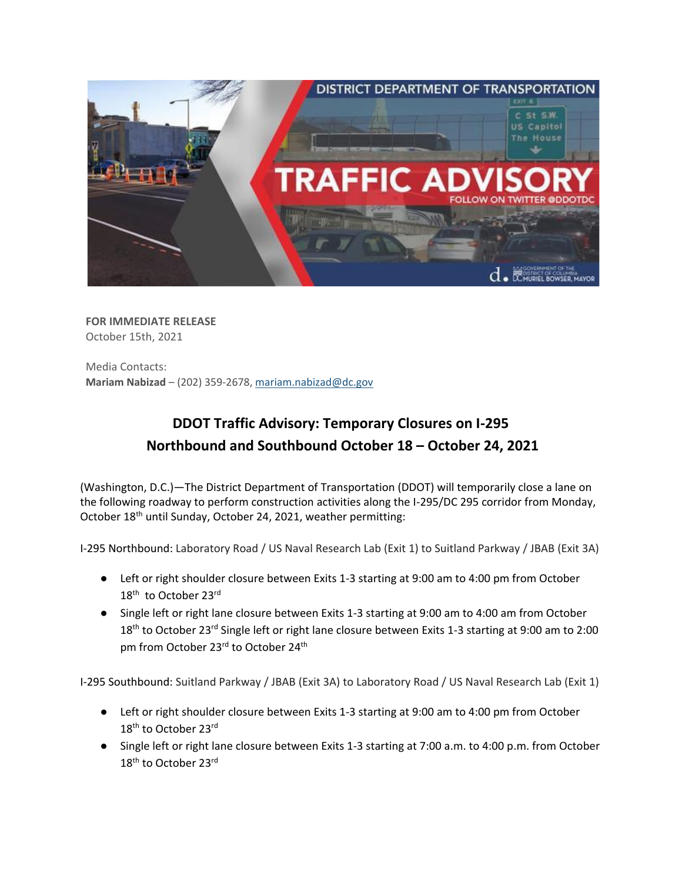**FOR IMMEDIATE RELEASE**
October 15th, 2021

Media Contacts:
**Mariam Nabizad** – (202) 359-2678, mariam.nabizad@dc.gov

## DDOT Traffic Advisory: Temporary Closures on I-295 Northbound and Southbound October 18 – October 24, 2021

(Washington, D.C.)—The District Department of Transportation (DDOT) will temporarily close a lane on the following roadway to perform construction activities along the I-295/DC 295 corridor from Monday, October 18th until Sunday, October 24, 2021, weather permitting:

I-295 Northbound: Laboratory Road / US Naval Research Lab (Exit 1) to Suitland Parkway / JBAB (Exit 3A)

- Left or right shoulder closure between Exits 1-3 starting at 9:00 am to 4:00 pm from October 18th to October 23rd
- Single left or right lane closure between Exits 1-3 starting at 9:00 am to 4:00 am from October 18th to October 23rd Single left or right lane closure between Exits 1-3 starting at 9:00 am to 2:00 pm from October 23rd to October 24th

I-295 Southbound: Suitland Parkway / JBAB (Exit 3A) to Laboratory Road / US Naval Research Lab (Exit 1)

- Left or right shoulder closure between Exits 1-3 starting at 9:00 am to 4:00 pm from October 18th to October 23rd
- Single left or right lane closure between Exits 1-3 starting at 7:00 a.m. to 4:00 p.m. from October 18th to October 23rd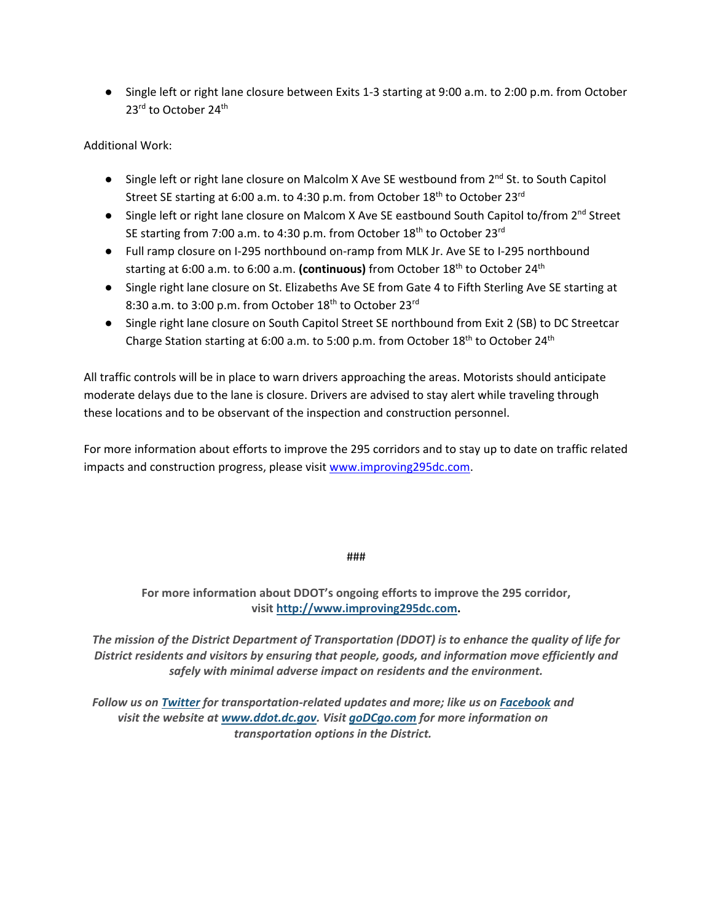- Single left or right lane closure between Exits 1-3 starting at 9:00 a.m. to 2:00 p.m. from October 23rd to October 24th

Additional Work:

- Single left or right lane closure on Malcolm X Ave SE westbound from 2nd St. to South Capitol Street SE starting at 6:00 a.m. to 4:30 p.m. from October 18th to October 23rd
- Single left or right lane closure on Malcom X Ave SE eastbound South Capitol to/from 2nd Street SE starting from 7:00 a.m. to 4:30 p.m. from October 18th to October 23rd
- Full ramp closure on I-295 northbound on-ramp from MLK Jr. Ave SE to I-295 northbound starting at 6:00 a.m. to 6:00 a.m. **(continuous)** from October 18th to October 24th
- Single right lane closure on St. Elizabeths Ave SE from Gate 4 to Fifth Sterling Ave SE starting at 8:30 a.m. to 3:00 p.m. from October 18th to October 23rd
- Single right lane closure on South Capitol Street SE northbound from Exit 2 (SB) to DC Streetcar Charge Station starting at 6:00 a.m. to 5:00 p.m. from October 18th to October 24th

All traffic controls will be in place to warn drivers approaching the areas. Motorists should anticipate moderate delays due to the lane is closure. Drivers are advised to stay alert while traveling through these locations and to be observant of the inspection and construction personnel.

For more information about efforts to improve the 295 corridors and to stay up to date on traffic related impacts and construction progress, please visit www.improving295dc.com.

###

**For more information about DDOT's ongoing efforts to improve the 295 corridor, visit http://www.improving295dc.com.**

***The mission of the District Department of Transportation (DDOT) is to enhance the quality of life for District residents and visitors by ensuring that people, goods, and information move efficiently and safely with minimal adverse impact on residents and the environment.***

***Follow us on Twitter for transportation-related updates and more; like us on Facebook and visit the website at www.ddot.dc.gov. Visit goDCgo.com for more information on transportation options in the District.***